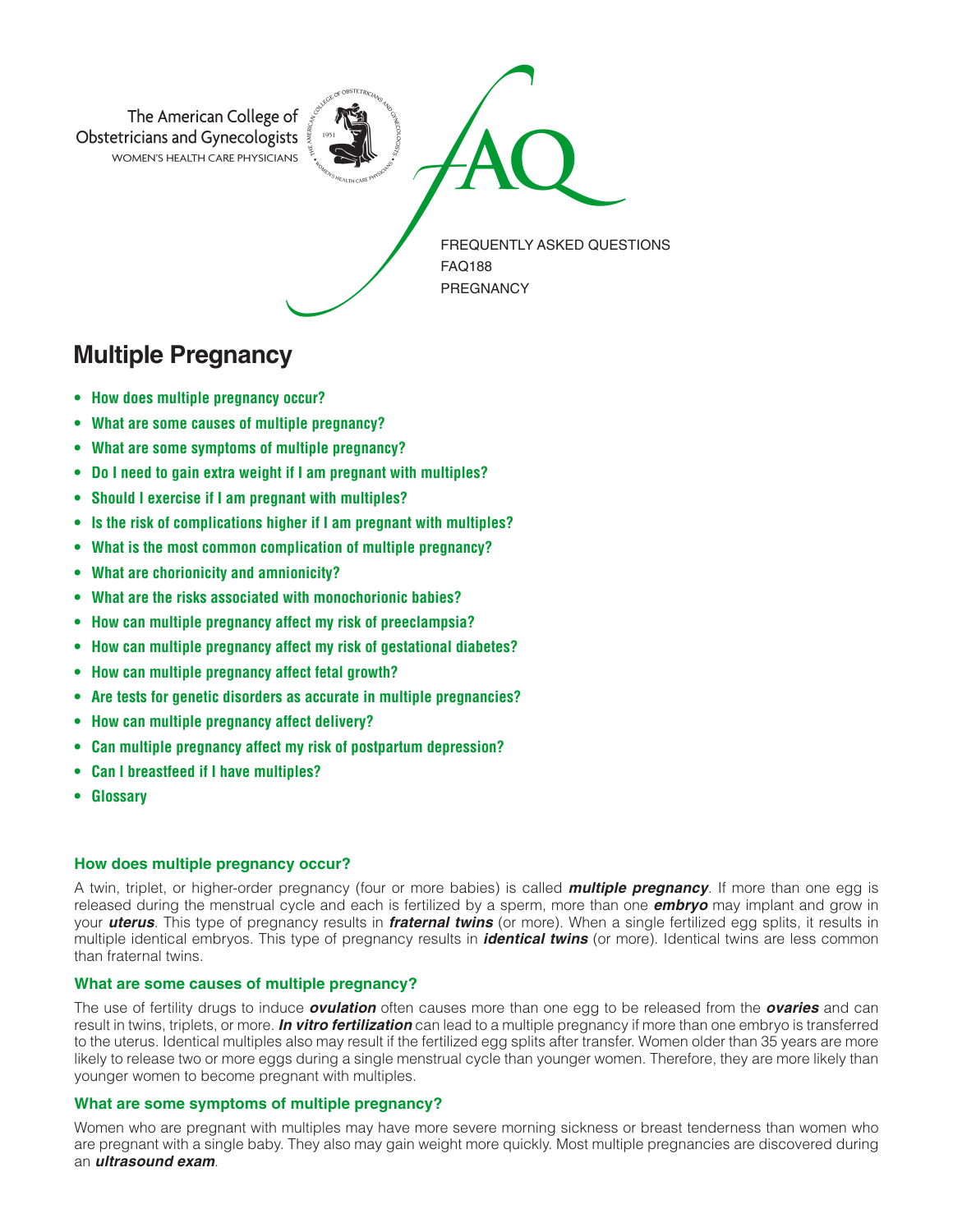The American College of Obstetricians and Gynecologists
WOMEN'S HEALTH CARE PHYSICIANS

FAQ

FREQUENTLY ASKED QUESTIONS
FAQ188
PREGNANCY

# Multiple Pregnancy

- **How does multiple pregnancy occur?**
- **What are some causes of multiple pregnancy?**
- **What are some symptoms of multiple pregnancy?**
- **Do I need to gain extra weight if I am pregnant with multiples?**
- **Should I exercise if I am pregnant with multiples?**
- **Is the risk of complications higher if I am pregnant with multiples?**
- **What is the most common complication of multiple pregnancy?**
- **What are chorionicity and amnionicity?**
- **What are the risks associated with monochorionic babies?**
- **How can multiple pregnancy affect my risk of preeclampsia?**
- **How can multiple pregnancy affect my risk of gestational diabetes?**
- **How can multiple pregnancy affect fetal growth?**
- **Are tests for genetic disorders as accurate in multiple pregnancies?**
- **How can multiple pregnancy affect delivery?**
- **Can multiple pregnancy affect my risk of postpartum depression?**
- **Can I breastfeed if I have multiples?**
- **Glossary**

### How does multiple pregnancy occur?

A twin, triplet, or higher-order pregnancy (four or more babies) is called ***multiple pregnancy***. If more than one egg is released during the menstrual cycle and each is fertilized by a sperm, more than one ***embryo*** may implant and grow in your ***uterus***. This type of pregnancy results in ***fraternal twins*** (or more). When a single fertilized egg splits, it results in multiple identical embryos. This type of pregnancy results in ***identical twins*** (or more). Identical twins are less common than fraternal twins.

### What are some causes of multiple pregnancy?

The use of fertility drugs to induce ***ovulation*** often causes more than one egg to be released from the ***ovaries*** and can result in twins, triplets, or more. ***In vitro fertilization*** can lead to a multiple pregnancy if more than one embryo is transferred to the uterus. Identical multiples also may result if the fertilized egg splits after transfer. Women older than 35 years are more likely to release two or more eggs during a single menstrual cycle than younger women. Therefore, they are more likely than younger women to become pregnant with multiples.

### What are some symptoms of multiple pregnancy?

Women who are pregnant with multiples may have more severe morning sickness or breast tenderness than women who are pregnant with a single baby. They also may gain weight more quickly. Most multiple pregnancies are discovered during an ***ultrasound exam***.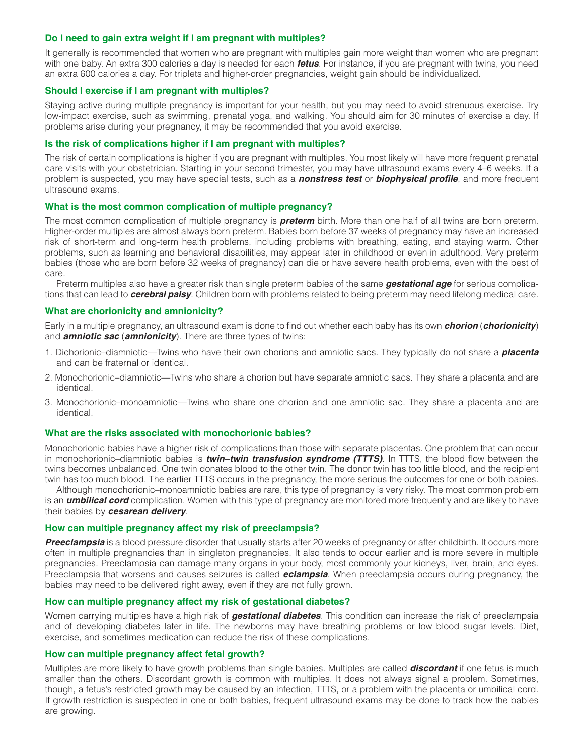### Do I need to gain extra weight if I am pregnant with multiples?

It generally is recommended that women who are pregnant with multiples gain more weight than women who are pregnant with one baby. An extra 300 calories a day is needed for each ***fetus***. For instance, if you are pregnant with twins, you need an extra 600 calories a day. For triplets and higher-order pregnancies, weight gain should be individualized.

### Should I exercise if I am pregnant with multiples?

Staying active during multiple pregnancy is important for your health, but you may need to avoid strenuous exercise. Try low-impact exercise, such as swimming, prenatal yoga, and walking. You should aim for 30 minutes of exercise a day. If problems arise during your pregnancy, it may be recommended that you avoid exercise.

### Is the risk of complications higher if I am pregnant with multiples?

The risk of certain complications is higher if you are pregnant with multiples. You most likely will have more frequent prenatal care visits with your obstetrician. Starting in your second trimester, you may have ultrasound exams every 4–6 weeks. If a problem is suspected, you may have special tests, such as a ***nonstress test*** or ***biophysical profile***, and more frequent ultrasound exams.

### What is the most common complication of multiple pregnancy?

The most common complication of multiple pregnancy is ***preterm*** birth. More than one half of all twins are born preterm. Higher-order multiples are almost always born preterm. Babies born before 37 weeks of pregnancy may have an increased risk of short-term and long-term health problems, including problems with breathing, eating, and staying warm. Other problems, such as learning and behavioral disabilities, may appear later in childhood or even in adulthood. Very preterm babies (those who are born before 32 weeks of pregnancy) can die or have severe health problems, even with the best of care.

Preterm multiples also have a greater risk than single preterm babies of the same ***gestational age*** for serious complications that can lead to ***cerebral palsy***. Children born with problems related to being preterm may need lifelong medical care.

### What are chorionicity and amnionicity?

Early in a multiple pregnancy, an ultrasound exam is done to find out whether each baby has its own ***chorion*** (***chorionicity***) and ***amniotic sac*** (***amnionicity***). There are three types of twins:

1. Dichorionic–diamniotic—Twins who have their own chorions and amniotic sacs. They typically do not share a ***placenta*** and can be fraternal or identical.
2. Monochorionic–diamniotic—Twins who share a chorion but have separate amniotic sacs. They share a placenta and are identical.
3. Monochorionic–monoamniotic—Twins who share one chorion and one amniotic sac. They share a placenta and are identical.

### What are the risks associated with monochorionic babies?

Monochorionic babies have a higher risk of complications than those with separate placentas. One problem that can occur in monochorionic–diamniotic babies is ***twin–twin transfusion syndrome (TTTS)***. In TTTS, the blood flow between the twins becomes unbalanced. One twin donates blood to the other twin. The donor twin has too little blood, and the recipient twin has too much blood. The earlier TTTS occurs in the pregnancy, the more serious the outcomes for one or both babies.

Although monochorionic–monoamniotic babies are rare, this type of pregnancy is very risky. The most common problem is an ***umbilical cord*** complication. Women with this type of pregnancy are monitored more frequently and are likely to have their babies by ***cesarean delivery***.

### How can multiple pregnancy affect my risk of preeclampsia?

***Preeclampsia*** is a blood pressure disorder that usually starts after 20 weeks of pregnancy or after childbirth. It occurs more often in multiple pregnancies than in singleton pregnancies. It also tends to occur earlier and is more severe in multiple pregnancies. Preeclampsia can damage many organs in your body, most commonly your kidneys, liver, brain, and eyes. Preeclampsia that worsens and causes seizures is called ***eclampsia***. When preeclampsia occurs during pregnancy, the babies may need to be delivered right away, even if they are not fully grown.

### How can multiple pregnancy affect my risk of gestational diabetes?

Women carrying multiples have a high risk of ***gestational diabetes***. This condition can increase the risk of preeclampsia and of developing diabetes later in life. The newborns may have breathing problems or low blood sugar levels. Diet, exercise, and sometimes medication can reduce the risk of these complications.

### How can multiple pregnancy affect fetal growth?

Multiples are more likely to have growth problems than single babies. Multiples are called ***discordant*** if one fetus is much smaller than the others. Discordant growth is common with multiples. It does not always signal a problem. Sometimes, though, a fetus's restricted growth may be caused by an infection, TTTS, or a problem with the placenta or umbilical cord. If growth restriction is suspected in one or both babies, frequent ultrasound exams may be done to track how the babies are growing.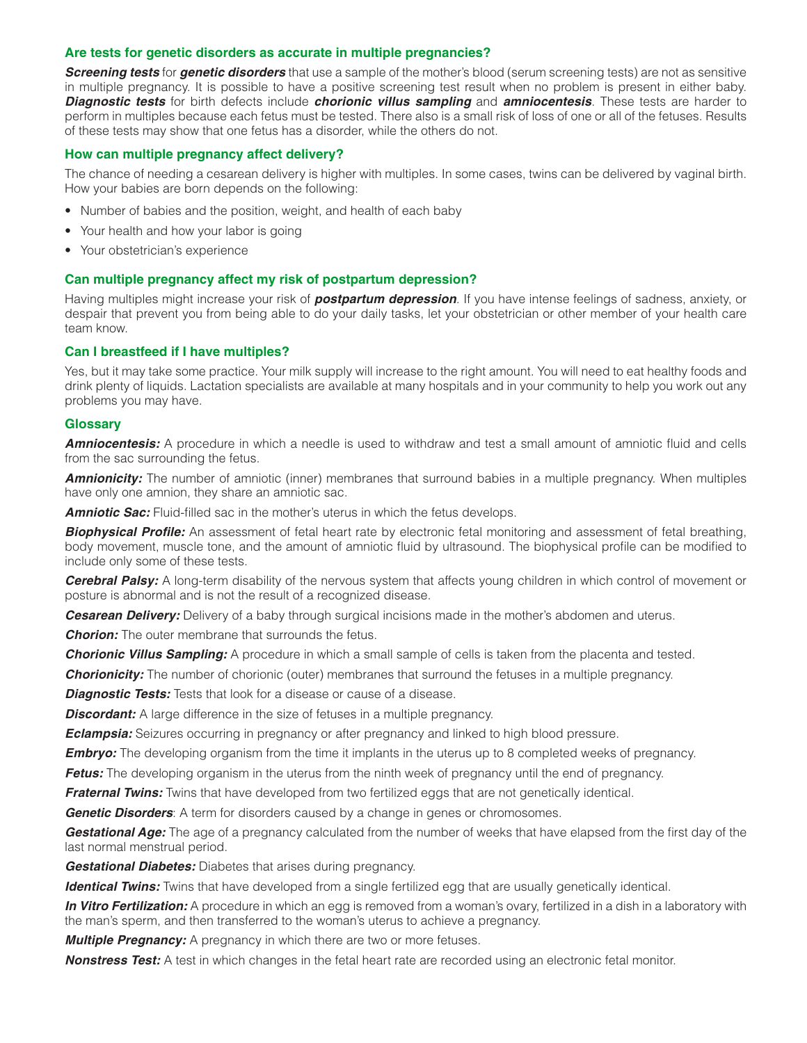### Are tests for genetic disorders as accurate in multiple pregnancies?

***Screening tests*** for ***genetic disorders*** that use a sample of the mother's blood (serum screening tests) are not as sensitive in multiple pregnancy. It is possible to have a positive screening test result when no problem is present in either baby. ***Diagnostic tests*** for birth defects include ***chorionic villus sampling*** and ***amniocentesis***. These tests are harder to perform in multiples because each fetus must be tested. There also is a small risk of loss of one or all of the fetuses. Results of these tests may show that one fetus has a disorder, while the others do not.

### How can multiple pregnancy affect delivery?

The chance of needing a cesarean delivery is higher with multiples. In some cases, twins can be delivered by vaginal birth. How your babies are born depends on the following:

- Number of babies and the position, weight, and health of each baby
- Your health and how your labor is going
- Your obstetrician's experience

### Can multiple pregnancy affect my risk of postpartum depression?

Having multiples might increase your risk of ***postpartum depression***. If you have intense feelings of sadness, anxiety, or despair that prevent you from being able to do your daily tasks, let your obstetrician or other member of your health care team know.

### Can I breastfeed if I have multiples?

Yes, but it may take some practice. Your milk supply will increase to the right amount. You will need to eat healthy foods and drink plenty of liquids. Lactation specialists are available at many hospitals and in your community to help you work out any problems you may have.

### Glossary

***Amniocentesis:*** A procedure in which a needle is used to withdraw and test a small amount of amniotic fluid and cells from the sac surrounding the fetus.

***Amnionicity:*** The number of amniotic (inner) membranes that surround babies in a multiple pregnancy. When multiples have only one amnion, they share an amniotic sac.

***Amniotic Sac:*** Fluid-filled sac in the mother's uterus in which the fetus develops.

***Biophysical Profile:*** An assessment of fetal heart rate by electronic fetal monitoring and assessment of fetal breathing, body movement, muscle tone, and the amount of amniotic fluid by ultrasound. The biophysical profile can be modified to include only some of these tests.

***Cerebral Palsy:*** A long-term disability of the nervous system that affects young children in which control of movement or posture is abnormal and is not the result of a recognized disease.

***Cesarean Delivery:*** Delivery of a baby through surgical incisions made in the mother's abdomen and uterus.

***Chorion:*** The outer membrane that surrounds the fetus.

***Chorionic Villus Sampling:*** A procedure in which a small sample of cells is taken from the placenta and tested.

***Chorionicity:*** The number of chorionic (outer) membranes that surround the fetuses in a multiple pregnancy.

***Diagnostic Tests:*** Tests that look for a disease or cause of a disease.

***Discordant:*** A large difference in the size of fetuses in a multiple pregnancy.

***Eclampsia:*** Seizures occurring in pregnancy or after pregnancy and linked to high blood pressure.

***Embryo:*** The developing organism from the time it implants in the uterus up to 8 completed weeks of pregnancy.

***Fetus:*** The developing organism in the uterus from the ninth week of pregnancy until the end of pregnancy.

***Fraternal Twins:*** Twins that have developed from two fertilized eggs that are not genetically identical.

***Genetic Disorders***: A term for disorders caused by a change in genes or chromosomes.

***Gestational Age:*** The age of a pregnancy calculated from the number of weeks that have elapsed from the first day of the last normal menstrual period.

***Gestational Diabetes:*** Diabetes that arises during pregnancy.

***Identical Twins:*** Twins that have developed from a single fertilized egg that are usually genetically identical.

***In Vitro Fertilization:*** A procedure in which an egg is removed from a woman's ovary, fertilized in a dish in a laboratory with the man's sperm, and then transferred to the woman's uterus to achieve a pregnancy.

***Multiple Pregnancy:*** A pregnancy in which there are two or more fetuses.

***Nonstress Test:*** A test in which changes in the fetal heart rate are recorded using an electronic fetal monitor.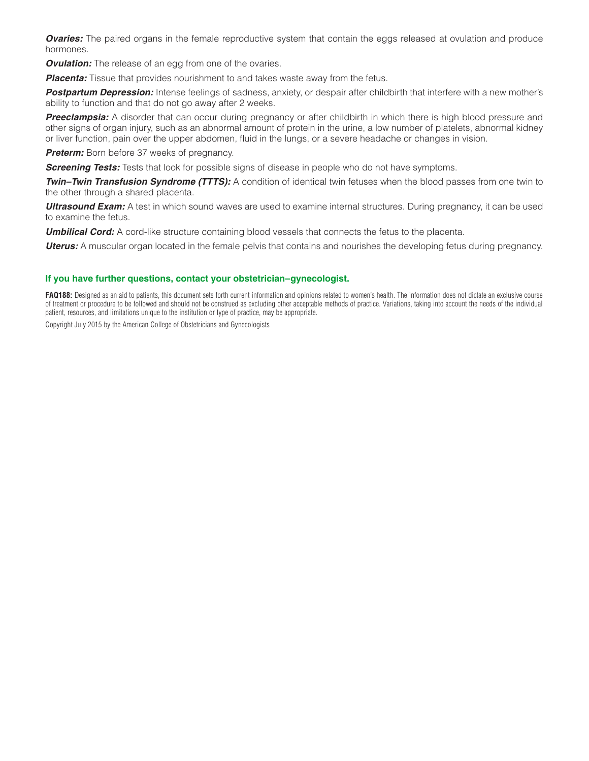***Ovaries:*** The paired organs in the female reproductive system that contain the eggs released at ovulation and produce hormones.

***Ovulation:*** The release of an egg from one of the ovaries.

***Placenta:*** Tissue that provides nourishment to and takes waste away from the fetus.

***Postpartum Depression:*** Intense feelings of sadness, anxiety, or despair after childbirth that interfere with a new mother's ability to function and that do not go away after 2 weeks.

***Preeclampsia:*** A disorder that can occur during pregnancy or after childbirth in which there is high blood pressure and other signs of organ injury, such as an abnormal amount of protein in the urine, a low number of platelets, abnormal kidney or liver function, pain over the upper abdomen, fluid in the lungs, or a severe headache or changes in vision.

***Preterm:*** Born before 37 weeks of pregnancy.

***Screening Tests:*** Tests that look for possible signs of disease in people who do not have symptoms.

***Twin–Twin Transfusion Syndrome (TTTS):*** A condition of identical twin fetuses when the blood passes from one twin to the other through a shared placenta.

***Ultrasound Exam:*** A test in which sound waves are used to examine internal structures. During pregnancy, it can be used to examine the fetus.

***Umbilical Cord:*** A cord-like structure containing blood vessels that connects the fetus to the placenta.

***Uterus:*** A muscular organ located in the female pelvis that contains and nourishes the developing fetus during pregnancy.

**If you have further questions, contact your obstetrician–gynecologist.**

**FAQ188:** Designed as an aid to patients, this document sets forth current information and opinions related to women's health. The information does not dictate an exclusive course of treatment or procedure to be followed and should not be construed as excluding other acceptable methods of practice. Variations, taking into account the needs of the individual patient, resources, and limitations unique to the institution or type of practice, may be appropriate.

Copyright July 2015 by the American College of Obstetricians and Gynecologists